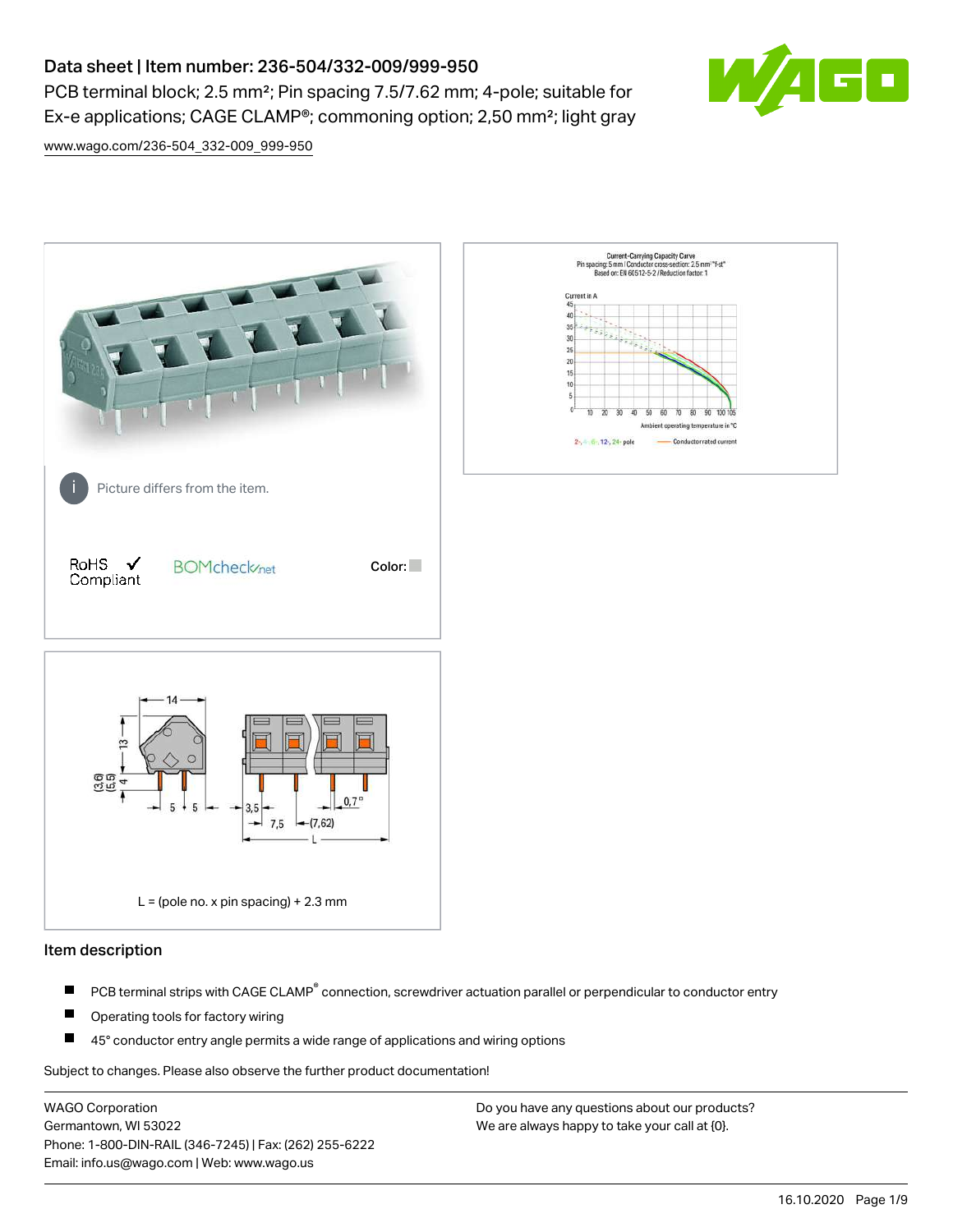# Data sheet | Item number: 236-504/332-009/999-950

PCB terminal block; 2.5 mm²; Pin spacing 7.5/7.62 mm; 4-pole; suitable for Ex-e applications; CAGE CLAMP®; commoning option; 2,50 mm²; light gray

www.wago.com/236-504_332-009_999-950

Picture differs from the item.

RoHS Compliant

Color:

L = (pole no. x pin spacing) + 2.3 mm

## Item description

- PCB terminal strips with CAGE CLAMP® connection, screwdriver actuation parallel or perpendicular to conductor entry
- Operating tools for factory wiring
- 45° conductor entry angle permits a wide range of applications and wiring options

Subject to changes. Please also observe the further product documentation!

WAGO Corporation
Germantown, WI 53022
Phone: 1-800-DIN-RAIL (346-7245) | Fax: (262) 255-6222
Email: info.us@wago.com | Web: www.wago.us

Do you have any questions about our products?
We are always happy to take your call at {0}.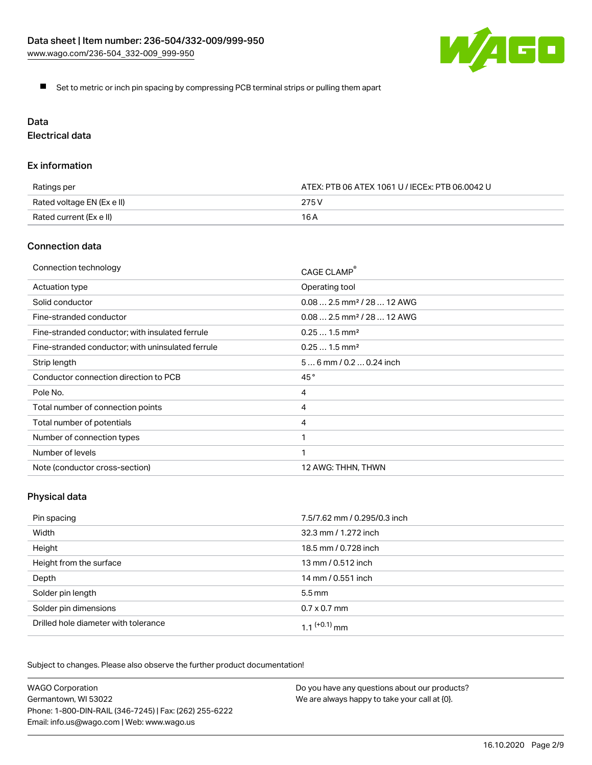- Set to metric or inch pin spacing by compressing PCB terminal strips or pulling them apart

## Data

### Electrical data

#### Ex information

| | |
|---|---|
| Ratings per | ATEX: PTB 06 ATEX 1061 U / IECEx: PTB 06.0042 U |
| Rated voltage EN (Ex e II) | 275 V |
| Rated current (Ex e II) | 16 A |

#### Connection data

| | |
|---|---|
| Connection technology | CAGE CLAMP® |
| Actuation type | Operating tool |
| Solid conductor | 0.08 … 2.5 mm² / 28 … 12 AWG |
| Fine-stranded conductor | 0.08 … 2.5 mm² / 28 … 12 AWG |
| Fine-stranded conductor; with insulated ferrule | 0.25 … 1.5 mm² |
| Fine-stranded conductor; with uninsulated ferrule | 0.25 … 1.5 mm² |
| Strip length | 5 … 6 mm / 0.2 … 0.24 inch |
| Conductor connection direction to PCB | 45 ° |
| Pole No. | 4 |
| Total number of connection points | 4 |
| Total number of potentials | 4 |
| Number of connection types | 1 |
| Number of levels | 1 |
| Note (conductor cross-section) | 12 AWG: THHN, THWN |

#### Physical data

| | |
|---|---|
| Pin spacing | 7.5/7.62 mm / 0.295/0.3 inch |
| Width | 32.3 mm / 1.272 inch |
| Height | 18.5 mm / 0.728 inch |
| Height from the surface | 13 mm / 0.512 inch |
| Depth | 14 mm / 0.551 inch |
| Solder pin length | 5.5 mm |
| Solder pin dimensions | 0.7 x 0.7 mm |
| Drilled hole diameter with tolerance | 1.1 $^{(+0.1)}$ mm |

Subject to changes. Please also observe the further product documentation!

WAGO Corporation
Germantown, WI 53022
Phone: 1-800-DIN-RAIL (346-7245) | Fax: (262) 255-6222
Email: info.us@wago.com | Web: www.wago.us

Do you have any questions about our products?
We are always happy to take your call at {0}.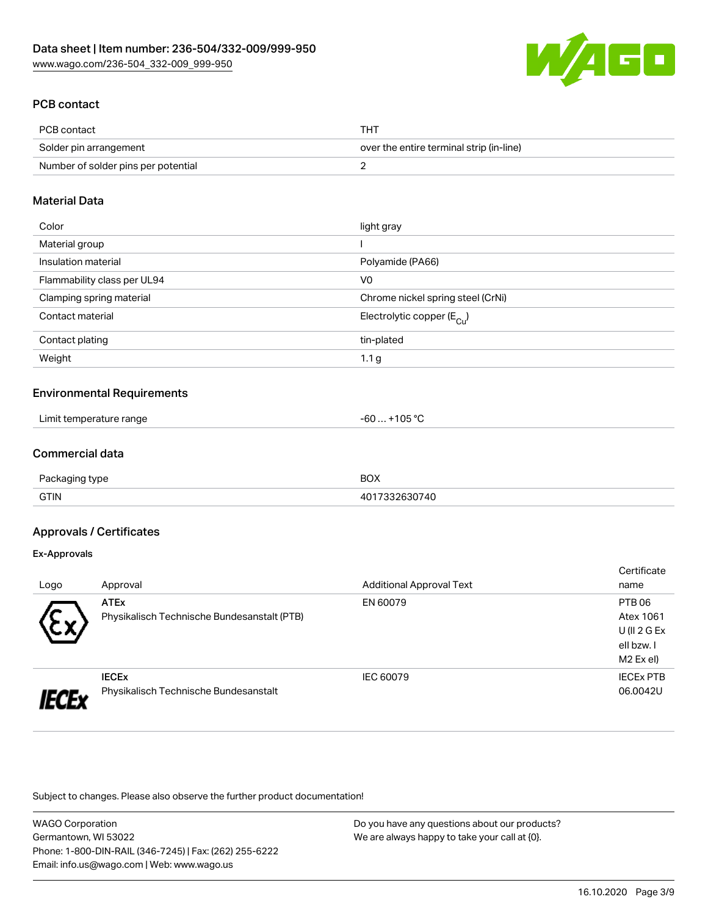## PCB contact

| | |
|---|---|
| PCB contact | THT |
| Solder pin arrangement | over the entire terminal strip (in-line) |
| Number of solder pins per potential | 2 |

## Material Data

| | |
|---|---|
| Color | light gray |
| Material group | I |
| Insulation material | Polyamide (PA66) |
| Flammability class per UL94 | V0 |
| Clamping spring material | Chrome nickel spring steel (CrNi) |
| Contact material | Electrolytic copper ($E_{Cu}$) |
| Contact plating | tin-plated |
| Weight | 1.1 g |

## Environmental Requirements

| | |
|---|---|
| Limit temperature range | -60 … +105 °C |

## Commercial data

| | |
|---|---|
| Packaging type | BOX |
| GTIN | 4017332630740 |

## Approvals / Certificates

### Ex-Approvals

| Logo | Approval | Additional Approval Text | Certificate name |
|---|---|---|---|
| | **ATEx** Physikalisch Technische Bundesanstalt (PTB) | EN 60079 | PTB 06 Atex 1061 U (II 2 G Ex ell bzw. I M2 Ex el) |
| | **IECEx** Physikalisch Technische Bundesanstalt | IEC 60079 | IECEx PTB 06.0042U |

Subject to changes. Please also observe the further product documentation!

WAGO Corporation
Germantown, WI 53022
Phone: 1-800-DIN-RAIL (346-7245) | Fax: (262) 255-6222
Email: info.us@wago.com | Web: www.wago.us

Do you have any questions about our products?
We are always happy to take your call at {0}.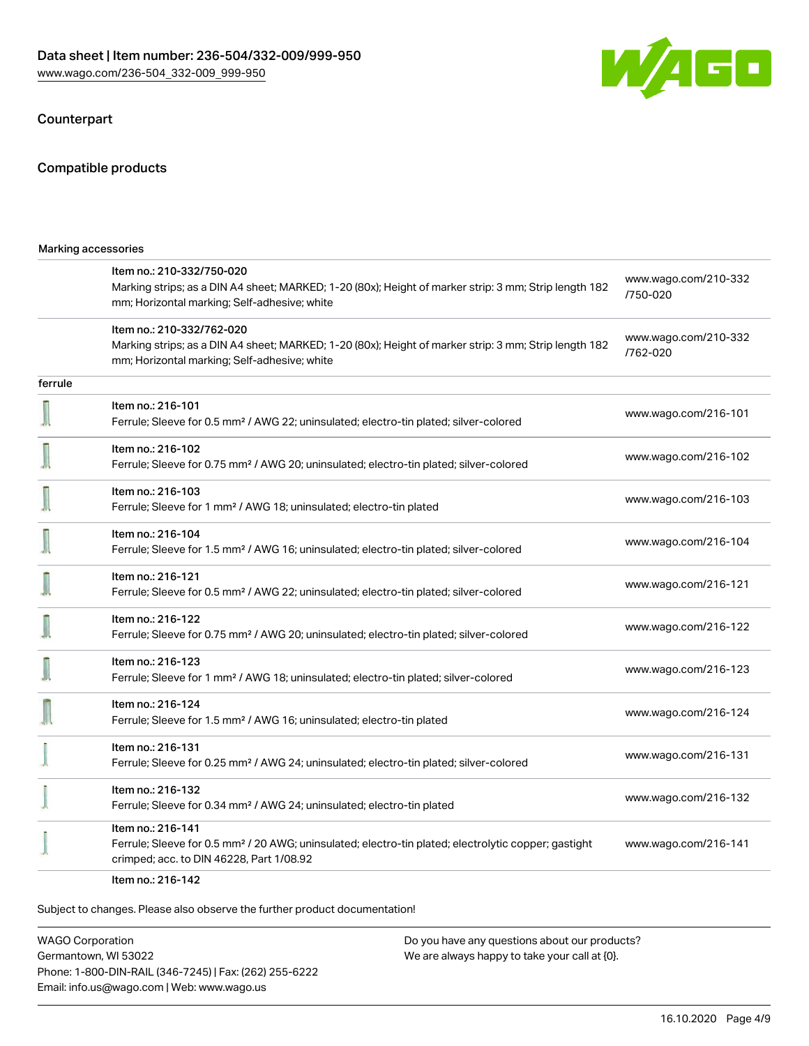## Counterpart

## Compatible products

| Marking accessories | | |
|---|---|---|
| | Item no.: 210-332/750-020<br>Marking strips; as a DIN A4 sheet; MARKED; 1-20 (80x); Height of marker strip: 3 mm; Strip length 182 mm; Horizontal marking; Self-adhesive; white | www.wago.com/210-332/750-020 |
| | Item no.: 210-332/762-020<br>Marking strips; as a DIN A4 sheet; MARKED; 1-20 (80x); Height of marker strip: 3 mm; Strip length 182 mm; Horizontal marking; Self-adhesive; white | www.wago.com/210-332/762-020 |
| ferrule | | |
| | Item no.: 216-101<br>Ferrule; Sleeve for 0.5 mm² / AWG 22; uninsulated; electro-tin plated; silver-colored | www.wago.com/216-101 |
| | Item no.: 216-102<br>Ferrule; Sleeve for 0.75 mm² / AWG 20; uninsulated; electro-tin plated; silver-colored | www.wago.com/216-102 |
| | Item no.: 216-103<br>Ferrule; Sleeve for 1 mm² / AWG 18; uninsulated; electro-tin plated | www.wago.com/216-103 |
| | Item no.: 216-104<br>Ferrule; Sleeve for 1.5 mm² / AWG 16; uninsulated; electro-tin plated; silver-colored | www.wago.com/216-104 |
| | Item no.: 216-121<br>Ferrule; Sleeve for 0.5 mm² / AWG 22; uninsulated; electro-tin plated; silver-colored | www.wago.com/216-121 |
| | Item no.: 216-122<br>Ferrule; Sleeve for 0.75 mm² / AWG 20; uninsulated; electro-tin plated; silver-colored | www.wago.com/216-122 |
| | Item no.: 216-123<br>Ferrule; Sleeve for 1 mm² / AWG 18; uninsulated; electro-tin plated; silver-colored | www.wago.com/216-123 |
| | Item no.: 216-124<br>Ferrule; Sleeve for 1.5 mm² / AWG 16; uninsulated; electro-tin plated | www.wago.com/216-124 |
| | Item no.: 216-131<br>Ferrule; Sleeve for 0.25 mm² / AWG 24; uninsulated; electro-tin plated; silver-colored | www.wago.com/216-131 |
| | Item no.: 216-132<br>Ferrule; Sleeve for 0.34 mm² / AWG 24; uninsulated; electro-tin plated | www.wago.com/216-132 |
| | Item no.: 216-141<br>Ferrule; Sleeve for 0.5 mm² / 20 AWG; uninsulated; electro-tin plated; electrolytic copper; gastight crimped; acc. to DIN 46228, Part 1/08.92 | www.wago.com/216-141 |
| | Item no.: 216-142 | |

Subject to changes. Please also observe the further product documentation!

WAGO Corporation
Germantown, WI 53022
Phone: 1-800-DIN-RAIL (346-7245) | Fax: (262) 255-6222
Email: info.us@wago.com | Web: www.wago.us

Do you have any questions about our products?
We are always happy to take your call at {0}.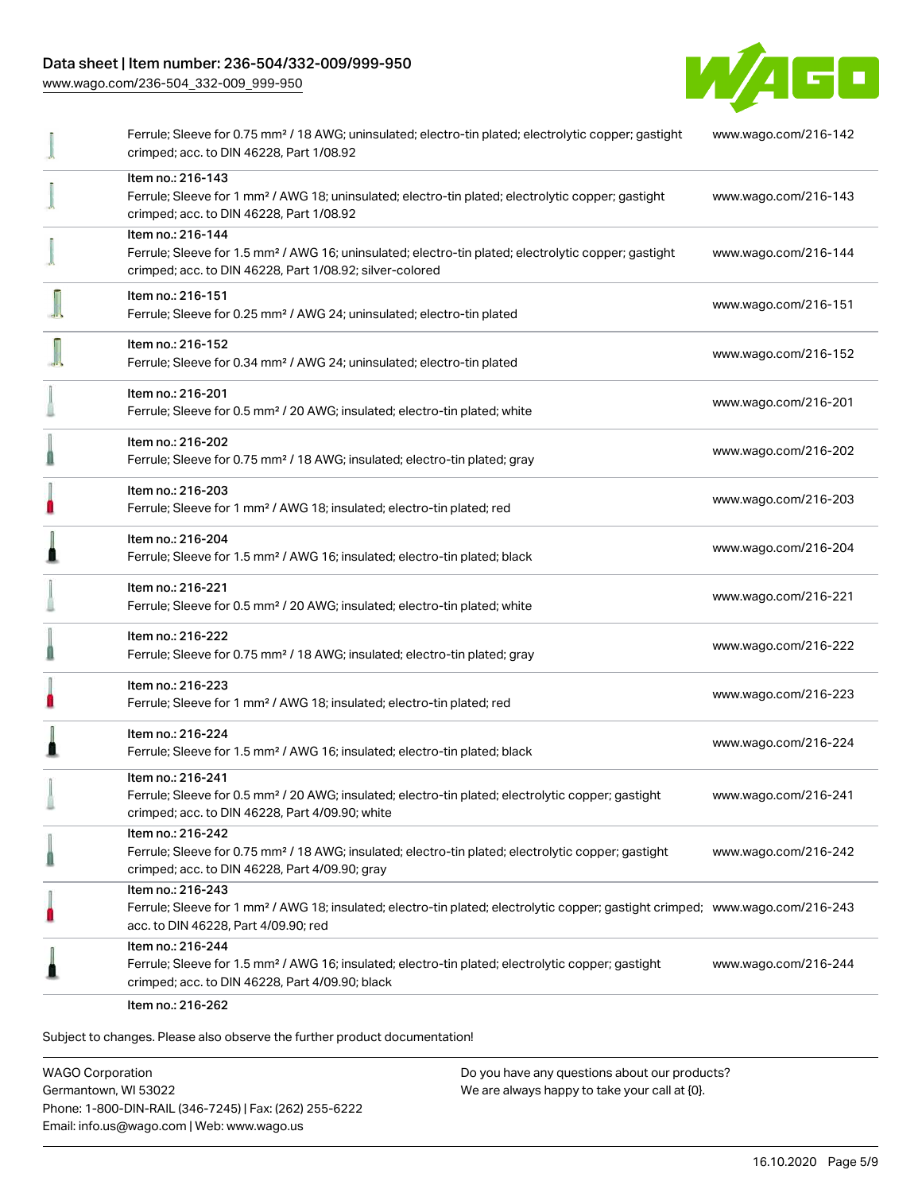| | | |
|---|---|---|
| | Ferrule; Sleeve for 0.75 mm² / 18 AWG; uninsulated; electro-tin plated; electrolytic copper; gastight crimped; acc. to DIN 46228, Part 1/08.92 | www.wago.com/216-142 |
| | Item no.: 216-143<br>Ferrule; Sleeve for 1 mm² / AWG 18; uninsulated; electro-tin plated; electrolytic copper; gastight crimped; acc. to DIN 46228, Part 1/08.92 | www.wago.com/216-143 |
| | Item no.: 216-144<br>Ferrule; Sleeve for 1.5 mm² / AWG 16; uninsulated; electro-tin plated; electrolytic copper; gastight crimped; acc. to DIN 46228, Part 1/08.92; silver-colored | www.wago.com/216-144 |
| | Item no.: 216-151<br>Ferrule; Sleeve for 0.25 mm² / AWG 24; uninsulated; electro-tin plated | www.wago.com/216-151 |
| | Item no.: 216-152<br>Ferrule; Sleeve for 0.34 mm² / AWG 24; uninsulated; electro-tin plated | www.wago.com/216-152 |
| | Item no.: 216-201<br>Ferrule; Sleeve for 0.5 mm² / 20 AWG; insulated; electro-tin plated; white | www.wago.com/216-201 |
| | Item no.: 216-202<br>Ferrule; Sleeve for 0.75 mm² / 18 AWG; insulated; electro-tin plated; gray | www.wago.com/216-202 |
| | Item no.: 216-203<br>Ferrule; Sleeve for 1 mm² / AWG 18; insulated; electro-tin plated; red | www.wago.com/216-203 |
| | Item no.: 216-204<br>Ferrule; Sleeve for 1.5 mm² / AWG 16; insulated; electro-tin plated; black | www.wago.com/216-204 |
| | Item no.: 216-221<br>Ferrule; Sleeve for 0.5 mm² / 20 AWG; insulated; electro-tin plated; white | www.wago.com/216-221 |
| | Item no.: 216-222<br>Ferrule; Sleeve for 0.75 mm² / 18 AWG; insulated; electro-tin plated; gray | www.wago.com/216-222 |
| | Item no.: 216-223<br>Ferrule; Sleeve for 1 mm² / AWG 18; insulated; electro-tin plated; red | www.wago.com/216-223 |
| | Item no.: 216-224<br>Ferrule; Sleeve for 1.5 mm² / AWG 16; insulated; electro-tin plated; black | www.wago.com/216-224 |
| | Item no.: 216-241<br>Ferrule; Sleeve for 0.5 mm² / 20 AWG; insulated; electro-tin plated; electrolytic copper; gastight crimped; acc. to DIN 46228, Part 4/09.90; white | www.wago.com/216-241 |
| | Item no.: 216-242<br>Ferrule; Sleeve for 0.75 mm² / 18 AWG; insulated; electro-tin plated; electrolytic copper; gastight crimped; acc. to DIN 46228, Part 4/09.90; gray | www.wago.com/216-242 |
| | Item no.: 216-243<br>Ferrule; Sleeve for 1 mm² / AWG 18; insulated; electro-tin plated; electrolytic copper; gastight crimped; acc. to DIN 46228, Part 4/09.90; red | www.wago.com/216-243 |
| | Item no.: 216-244<br>Ferrule; Sleeve for 1.5 mm² / AWG 16; insulated; electro-tin plated; electrolytic copper; gastight crimped; acc. to DIN 46228, Part 4/09.90; black | www.wago.com/216-244 |
| | Item no.: 216-262 | |

Subject to changes. Please also observe the further product documentation!

WAGO Corporation
Germantown, WI 53022
Phone: 1-800-DIN-RAIL (346-7245) | Fax: (262) 255-6222
Email: info.us@wago.com | Web: www.wago.us

Do you have any questions about our products?
We are always happy to take your call at {0}.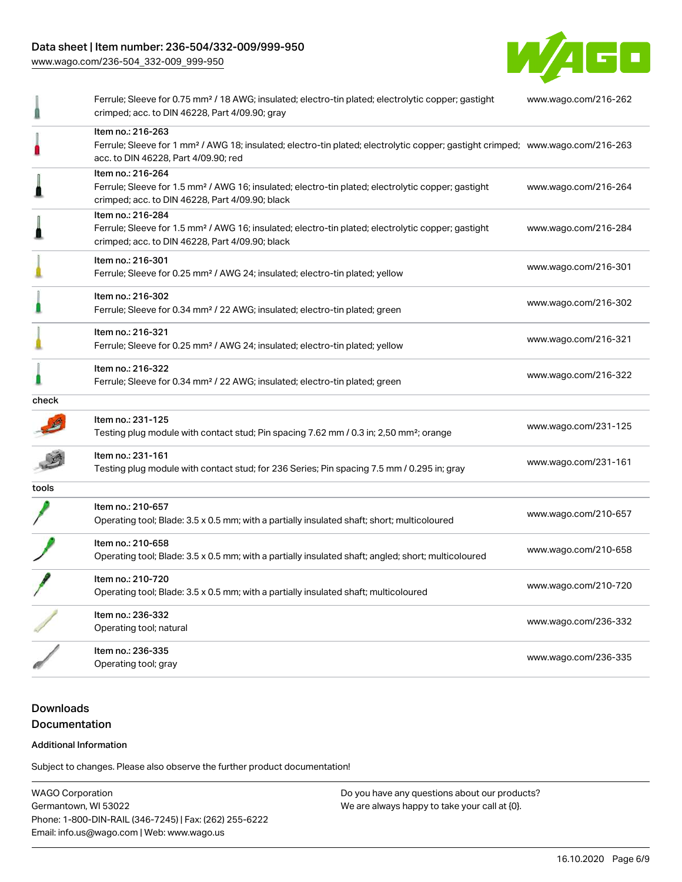| | | |
|---|---|---|
| | Ferrule; Sleeve for 0.75 mm² / 18 AWG; insulated; electro-tin plated; electrolytic copper; gastight crimped; acc. to DIN 46228, Part 4/09.90; gray | www.wago.com/216-262 |
| | Item no.: 216-263<br>Ferrule; Sleeve for 1 mm² / AWG 18; insulated; electro-tin plated; electrolytic copper; gastight crimped; acc. to DIN 46228, Part 4/09.90; red | www.wago.com/216-263 |
| | Item no.: 216-264<br>Ferrule; Sleeve for 1.5 mm² / AWG 16; insulated; electro-tin plated; electrolytic copper; gastight crimped; acc. to DIN 46228, Part 4/09.90; black | www.wago.com/216-264 |
| | Item no.: 216-284<br>Ferrule; Sleeve for 1.5 mm² / AWG 16; insulated; electro-tin plated; electrolytic copper; gastight crimped; acc. to DIN 46228, Part 4/09.90; black | www.wago.com/216-284 |
| | Item no.: 216-301<br>Ferrule; Sleeve for 0.25 mm² / AWG 24; insulated; electro-tin plated; yellow | www.wago.com/216-301 |
| | Item no.: 216-302<br>Ferrule; Sleeve for 0.34 mm² / 22 AWG; insulated; electro-tin plated; green | www.wago.com/216-302 |
| | Item no.: 216-321<br>Ferrule; Sleeve for 0.25 mm² / AWG 24; insulated; electro-tin plated; yellow | www.wago.com/216-321 |
| | Item no.: 216-322<br>Ferrule; Sleeve for 0.34 mm² / 22 AWG; insulated; electro-tin plated; green | www.wago.com/216-322 |
| check | | |
| | Item no.: 231-125<br>Testing plug module with contact stud; Pin spacing 7.62 mm / 0.3 in; 2,50 mm²; orange | www.wago.com/231-125 |
| | Item no.: 231-161<br>Testing plug module with contact stud; for 236 Series; Pin spacing 7.5 mm / 0.295 in; gray | www.wago.com/231-161 |
| tools | | |
| | Item no.: 210-657<br>Operating tool; Blade: 3.5 x 0.5 mm; with a partially insulated shaft; short; multicoloured | www.wago.com/210-657 |
| | Item no.: 210-658<br>Operating tool; Blade: 3.5 x 0.5 mm; with a partially insulated shaft; angled; short; multicoloured | www.wago.com/210-658 |
| | Item no.: 210-720<br>Operating tool; Blade: 3.5 x 0.5 mm; with a partially insulated shaft; multicoloured | www.wago.com/210-720 |
| | Item no.: 236-332<br>Operating tool; natural | www.wago.com/236-332 |
| | Item no.: 236-335<br>Operating tool; gray | www.wago.com/236-335 |

## Downloads
## Documentation

### Additional Information

Subject to changes. Please also observe the further product documentation!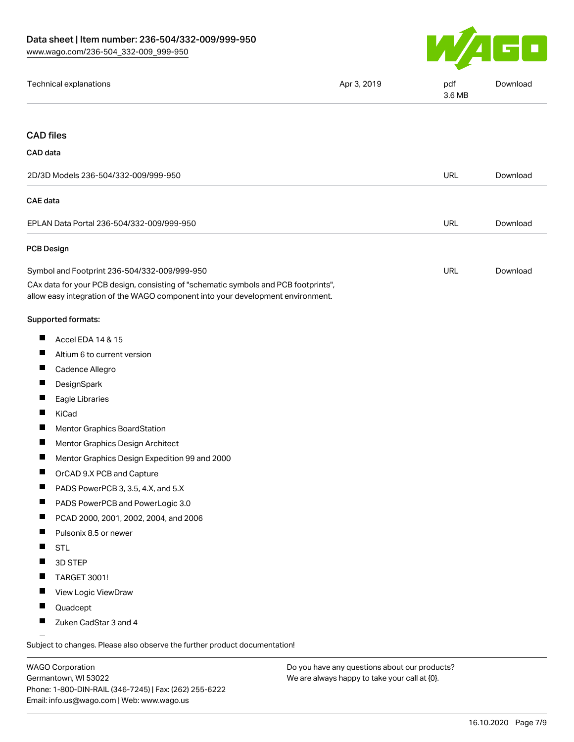| Technical explanations | Apr 3, 2019 | pdf 3.6 MB | Download |
|---|---|---|---|

## CAD files

### CAD data

| 2D/3D Models 236-504/332-009/999-950 | URL | Download |
|---|---|---|

### CAE data

| EPLAN Data Portal 236-504/332-009/999-950 | URL | Download |
|---|---|---|

### PCB Design

| Symbol and Footprint 236-504/332-009/999-950 | URL | Download |
|---|---|---|

CAx data for your PCB design, consisting of "schematic symbols and PCB footprints", allow easy integration of the WAGO component into your development environment.

Supported formats:

- Accel EDA 14 & 15
- Altium 6 to current version
- Cadence Allegro
- DesignSpark
- Eagle Libraries
- KiCad
- Mentor Graphics BoardStation
- Mentor Graphics Design Architect
- Mentor Graphics Design Expedition 99 and 2000
- OrCAD 9.X PCB and Capture
- PADS PowerPCB 3, 3.5, 4.X, and 5.X
- PADS PowerPCB and PowerLogic 3.0
- PCAD 2000, 2001, 2002, 2004, and 2006
- Pulsonix 8.5 or newer
- STL
- 3D STEP
- TARGET 3001!
- View Logic ViewDraw
- Quadcept
- Zuken CadStar 3 and 4

Subject to changes. Please also observe the further product documentation!

WAGO Corporation
Germantown, WI 53022
Phone: 1-800-DIN-RAIL (346-7245) | Fax: (262) 255-6222
Email: info.us@wago.com | Web: www.wago.us

Do you have any questions about our products?
We are always happy to take your call at {0}.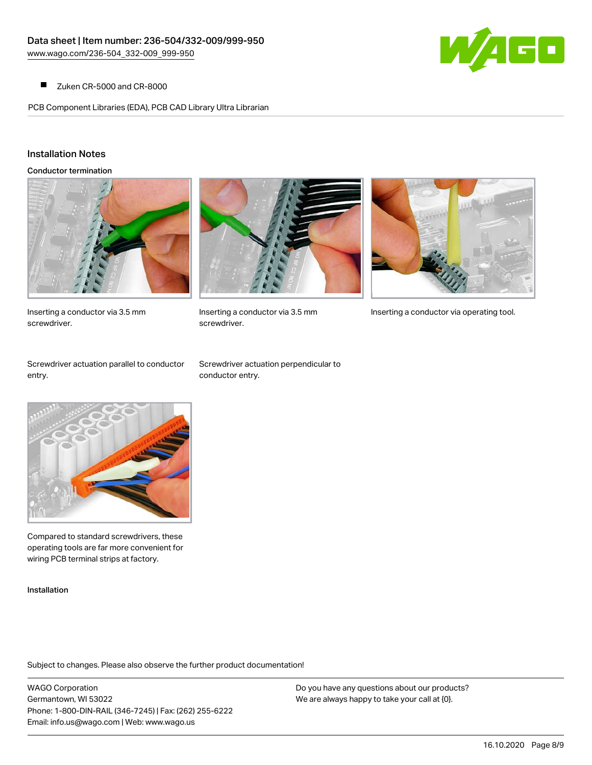- Zuken CR-5000 and CR-8000

PCB Component Libraries (EDA), PCB CAD Library Ultra Librarian

## Installation Notes

### Conductor termination

Inserting a conductor via 3.5 mm screwdriver.

Inserting a conductor via 3.5 mm screwdriver.

Inserting a conductor via operating tool.

Screwdriver actuation parallel to conductor entry.

Screwdriver actuation perpendicular to conductor entry.

Compared to standard screwdrivers, these operating tools are far more convenient for wiring PCB terminal strips at factory.

### Installation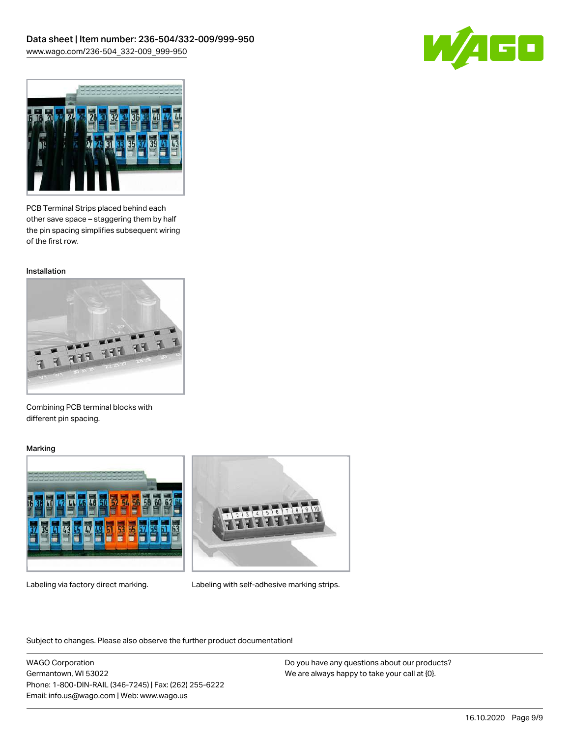PCB Terminal Strips placed behind each other save space – staggering them by half the pin spacing simplifies subsequent wiring of the first row.

## Installation

Combining PCB terminal blocks with different pin spacing.

## Marking

Labeling via factory direct marking.

Labeling with self-adhesive marking strips.

Subject to changes. Please also observe the further product documentation!

WAGO Corporation
Germantown, WI 53022
Phone: 1-800-DIN-RAIL (346-7245) | Fax: (262) 255-6222
Email: info.us@wago.com | Web: www.wago.us

Do you have any questions about our products?
We are always happy to take your call at {0}.